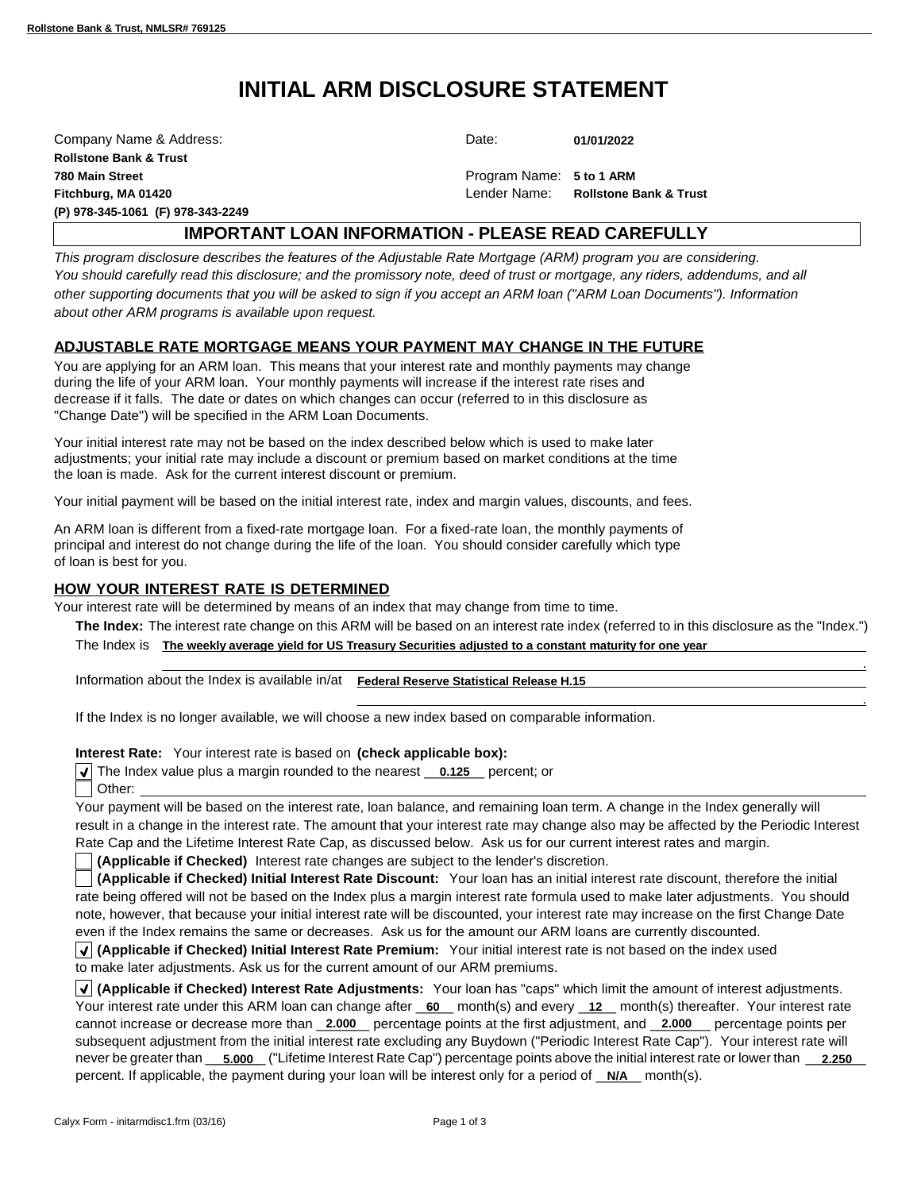Rollstone Bank & Trust, NMLSR# 769125

# INITIAL ARM DISCLOSURE STATEMENT

Company Name & Address:
**Rollstone Bank & Trust**
**780 Main Street**
**Fitchburg, MA 01420**
**(P) 978-345-1061 (F) 978-343-2249**

Date: **01/01/2022**

Program Name: **5 to 1 ARM**
Lender Name: **Rollstone Bank & Trust**

## IMPORTANT LOAN INFORMATION - PLEASE READ CAREFULLY

*This program disclosure describes the features of the Adjustable Rate Mortgage (ARM) program you are considering. You should carefully read this disclosure; and the promissory note, deed of trust or mortgage, any riders, addendums, and all other supporting documents that you will be asked to sign if you accept an ARM loan ("ARM Loan Documents"). Information about other ARM programs is available upon request.*

### ADJUSTABLE RATE MORTGAGE MEANS YOUR PAYMENT MAY CHANGE IN THE FUTURE

You are applying for an ARM loan. This means that your interest rate and monthly payments may change during the life of your ARM loan. Your monthly payments will increase if the interest rate rises and decrease if it falls. The date or dates on which changes can occur (referred to in this disclosure as "Change Date") will be specified in the ARM Loan Documents.

Your initial interest rate may not be based on the index described below which is used to make later adjustments; your initial rate may include a discount or premium based on market conditions at the time the loan is made. Ask for the current interest discount or premium.

Your initial payment will be based on the initial interest rate, index and margin values, discounts, and fees.

An ARM loan is different from a fixed-rate mortgage loan. For a fixed-rate loan, the monthly payments of principal and interest do not change during the life of the loan. You should consider carefully which type of loan is best for you.

### HOW YOUR INTEREST RATE IS DETERMINED

Your interest rate will be determined by means of an index that may change from time to time.

**The Index:** The interest rate change on this ARM will be based on an interest rate index (referred to in this disclosure as the "Index.")

The Index is **The weekly average yield for US Treasury Securities adjusted to a constant maturity for one year**.

Information about the Index is available in/at **Federal Reserve Statistical Release H.15**.

If the Index is no longer available, we will choose a new index based on comparable information.

**Interest Rate:** Your interest rate is based on **(check applicable box):**

- [x] The Index value plus a margin rounded to the nearest **0.125** percent; or
- [ ] Other:

Your payment will be based on the interest rate, loan balance, and remaining loan term. A change in the Index generally will result in a change in the interest rate. The amount that your interest rate may change also may be affected by the Periodic Interest Rate Cap and the Lifetime Interest Rate Cap, as discussed below. Ask us for our current interest rates and margin.

- [ ] **(Applicable if Checked)** Interest rate changes are subject to the lender's discretion.
- [ ] **(Applicable if Checked) Initial Interest Rate Discount:** Your loan has an initial interest rate discount, therefore the initial rate being offered will not be based on the Index plus a margin interest rate formula used to make later adjustments. You should note, however, that because your initial interest rate will be discounted, your interest rate may increase on the first Change Date even if the Index remains the same or decreases. Ask us for the amount our ARM loans are currently discounted.
- [x] **(Applicable if Checked) Initial Interest Rate Premium:** Your initial interest rate is not based on the index used to make later adjustments. Ask us for the current amount of our ARM premiums.
- [x] **(Applicable if Checked) Interest Rate Adjustments:** Your loan has "caps" which limit the amount of interest adjustments. Your interest rate under this ARM loan can change after **60** month(s) and every **12** month(s) thereafter. Your interest rate cannot increase or decrease more than **2.000** percentage points at the first adjustment, and **2.000** percentage points per subsequent adjustment from the initial interest rate excluding any Buydown ("Periodic Interest Rate Cap"). Your interest rate will never be greater than **5.000** ("Lifetime Interest Rate Cap") percentage points above the initial interest rate or lower than **2.250** percent. If applicable, the payment during your loan will be interest only for a period of **N/A** month(s).

Calyx Form - initarmdisc1.frm (03/16)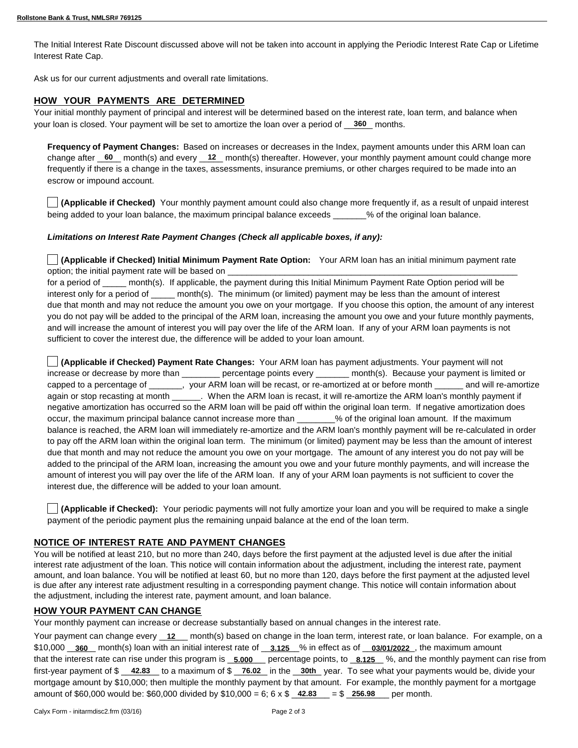The Initial Interest Rate Discount discussed above will not be taken into account in applying the Periodic Interest Rate Cap or Lifetime Interest Rate Cap.

Ask us for our current adjustments and overall rate limitations.

## HOW YOUR PAYMENTS ARE DETERMINED

Your initial monthly payment of principal and interest will be determined based on the interest rate, loan term, and balance when your loan is closed. Your payment will be set to amortize the loan over a period of __360__ months.

**Frequency of Payment Changes:** Based on increases or decreases in the Index, payment amounts under this ARM loan can change after __60__ month(s) and every __12__ month(s) thereafter. However, your monthly payment amount could change more frequently if there is a change in the taxes, assessments, insurance premiums, or other charges required to be made into an escrow or impound account.

☐ **(Applicable if Checked)** Your monthly payment amount could also change more frequently if, as a result of unpaid interest being added to your loan balance, the maximum principal balance exceeds _______% of the original loan balance.

***Limitations on Interest Rate Payment Changes (Check all applicable boxes, if any):***

☐ **(Applicable if Checked) Initial Minimum Payment Rate Option:** Your ARM loan has an initial minimum payment rate option; the initial payment rate will be based on ______________________________________________________________ for a period of _____ month(s). If applicable, the payment during this Initial Minimum Payment Rate Option period will be interest only for a period of _____ month(s). The minimum (or limited) payment may be less than the amount of interest due that month and may not reduce the amount you owe on your mortgage. If you choose this option, the amount of any interest you do not pay will be added to the principal of the ARM loan, increasing the amount you owe and your future monthly payments, and will increase the amount of interest you will pay over the life of the ARM loan. If any of your ARM loan payments is not sufficient to cover the interest due, the difference will be added to your loan amount.

☐ **(Applicable if Checked) Payment Rate Changes:** Your ARM loan has payment adjustments. Your payment will not increase or decrease by more than ________ percentage points every _______ month(s). Because your payment is limited or capped to a percentage of _______, your ARM loan will be recast, or re-amortized at or before month ______ and will re-amortize again or stop recasting at month ______. When the ARM loan is recast, it will re-amortize the ARM loan's monthly payment if negative amortization has occurred so the ARM loan will be paid off within the original loan term. If negative amortization does occur, the maximum principal balance cannot increase more than ________% of the original loan amount. If the maximum balance is reached, the ARM loan will immediately re-amortize and the ARM loan's monthly payment will be re-calculated in order to pay off the ARM loan within the original loan term. The minimum (or limited) payment may be less than the amount of interest due that month and may not reduce the amount you owe on your mortgage. The amount of any interest you do not pay will be added to the principal of the ARM loan, increasing the amount you owe and your future monthly payments, and will increase the amount of interest you will pay over the life of the ARM loan. If any of your ARM loan payments is not sufficient to cover the interest due, the difference will be added to your loan amount.

☐ **(Applicable if Checked):** Your periodic payments will not fully amortize your loan and you will be required to make a single payment of the periodic payment plus the remaining unpaid balance at the end of the loan term.

## NOTICE OF INTEREST RATE AND PAYMENT CHANGES

You will be notified at least 210, but no more than 240, days before the first payment at the adjusted level is due after the initial interest rate adjustment of the loan. This notice will contain information about the adjustment, including the interest rate, payment amount, and loan balance. You will be notified at least 60, but no more than 120, days before the first payment at the adjusted level is due after any interest rate adjustment resulting in a corresponding payment change. This notice will contain information about the adjustment, including the interest rate, payment amount, and loan balance.

## HOW YOUR PAYMENT CAN CHANGE

Your monthly payment can increase or decrease substantially based on annual changes in the interest rate.

Your payment can change every __12__ month(s) based on change in the loan term, interest rate, or loan balance. For example, on a $10,000 __360__ month(s) loan with an initial interest rate of __3.125__% in effect as of __03/01/2022__, the maximum amount that the interest rate can rise under this program is __5.000__ percentage points, to __8.125__ %, and the monthly payment can rise from first-year payment of $ __42.83__ to a maximum of $ __76.02__ in the __30th__ year. To see what your payments would be, divide your mortgage amount by $10,000; then multiple the monthly payment by that amount. For example, the monthly payment for a mortgage amount of $60,000 would be: $60,000 divided by $10,000 = 6; 6 x $ __42.83__ = $ __256.98__ per month.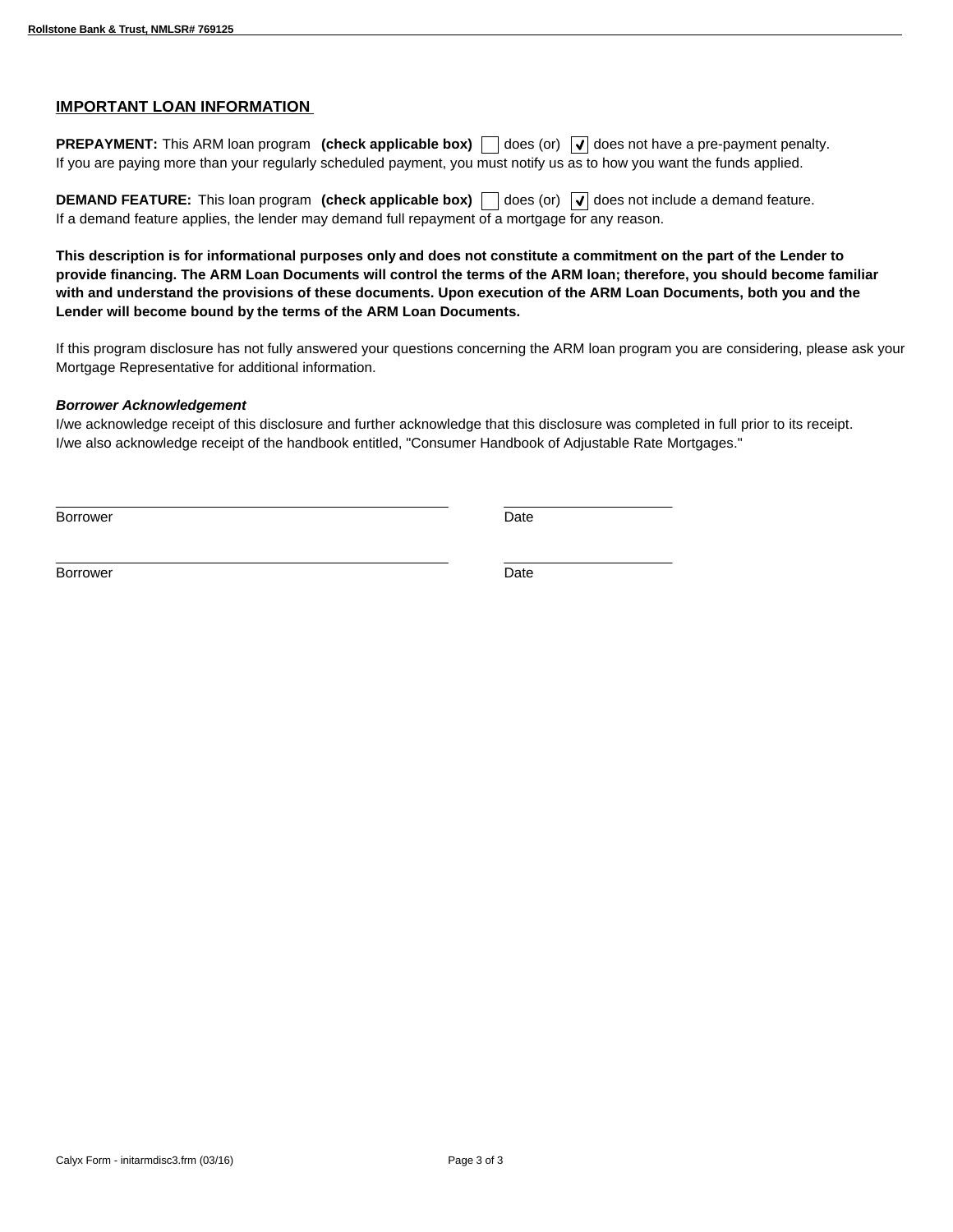## IMPORTANT LOAN INFORMATION

**PREPAYMENT:** This ARM loan program **(check applicable box)** ☐ does (or) ☑ does not have a pre-payment penalty. If you are paying more than your regularly scheduled payment, you must notify us as to how you want the funds applied.

**DEMAND FEATURE:** This loan program **(check applicable box)** ☐ does (or) ☑ does not include a demand feature. If a demand feature applies, the lender may demand full repayment of a mortgage for any reason.

**This description is for informational purposes only and does not constitute a commitment on the part of the Lender to provide financing. The ARM Loan Documents will control the terms of the ARM loan; therefore, you should become familiar with and understand the provisions of these documents. Upon execution of the ARM Loan Documents, both you and the Lender will become bound by the terms of the ARM Loan Documents.**

If this program disclosure has not fully answered your questions concerning the ARM loan program you are considering, please ask your Mortgage Representative for additional information.

***Borrower Acknowledgement***

I/we acknowledge receipt of this disclosure and further acknowledge that this disclosure was completed in full prior to its receipt. I/we also acknowledge receipt of the handbook entitled, "Consumer Handbook of Adjustable Rate Mortgages."

_______________________________ &nbsp;&nbsp;&nbsp; ______________
Borrower &nbsp;&nbsp;&nbsp; Date

_______________________________ &nbsp;&nbsp;&nbsp; ______________
Borrower &nbsp;&nbsp;&nbsp; Date

Calyx Form - initarmdisc3.frm (03/16)